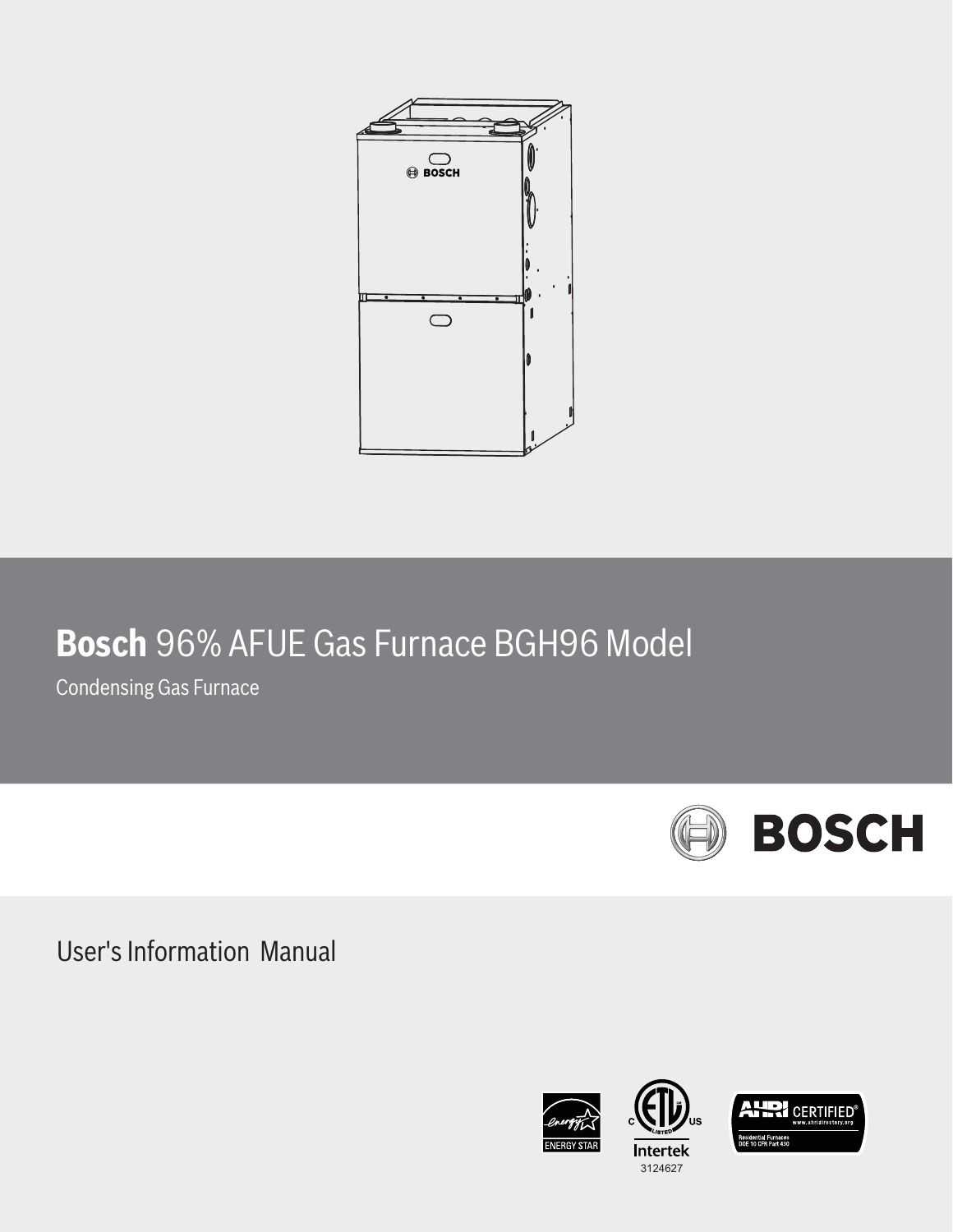# **Bosch** 96% AFUE Gas Furnace BGH96 Model

Condensing Gas Furnace

BOSCH

User's Information Manual

ENERGY STAR

Intertek
3124627

AHRI CERTIFIED®
www.ahridirectory.org
Residential Furnaces
DOE 10 CFR Part 430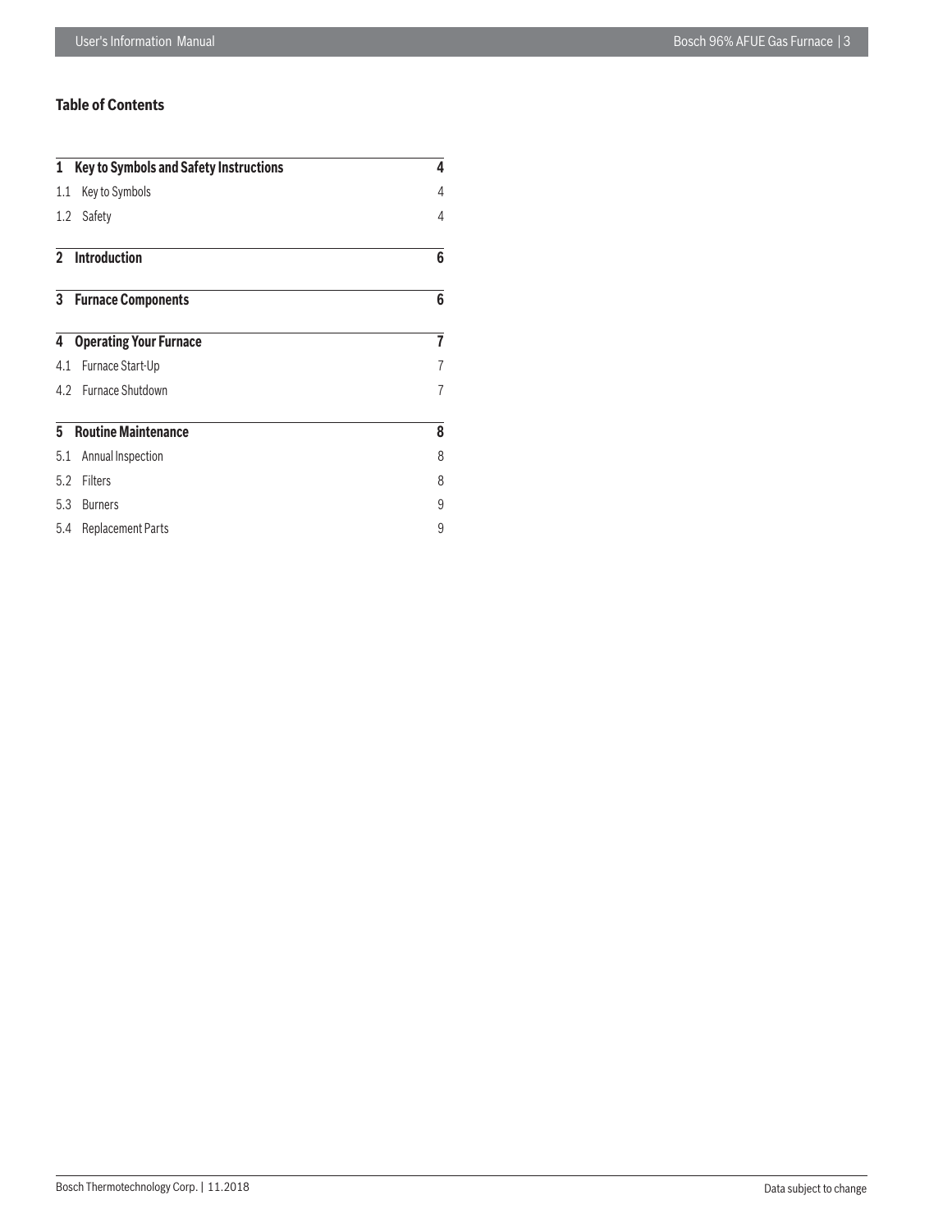## Table of Contents

| | | |
|---|---|---|
| **1** | **Key to Symbols and Safety Instructions** | **4** |
| 1.1 | Key to Symbols | 4 |
| 1.2 | Safety | 4 |
| **2** | **Introduction** | **6** |
| **3** | **Furnace Components** | **6** |
| **4** | **Operating Your Furnace** | **7** |
| 4.1 | Furnace Start-Up | 7 |
| 4.2 | Furnace Shutdown | 7 |
| **5** | **Routine Maintenance** | **8** |
| 5.1 | Annual Inspection | 8 |
| 5.2 | Filters | 8 |
| 5.3 | Burners | 9 |
| 5.4 | Replacement Parts | 9 |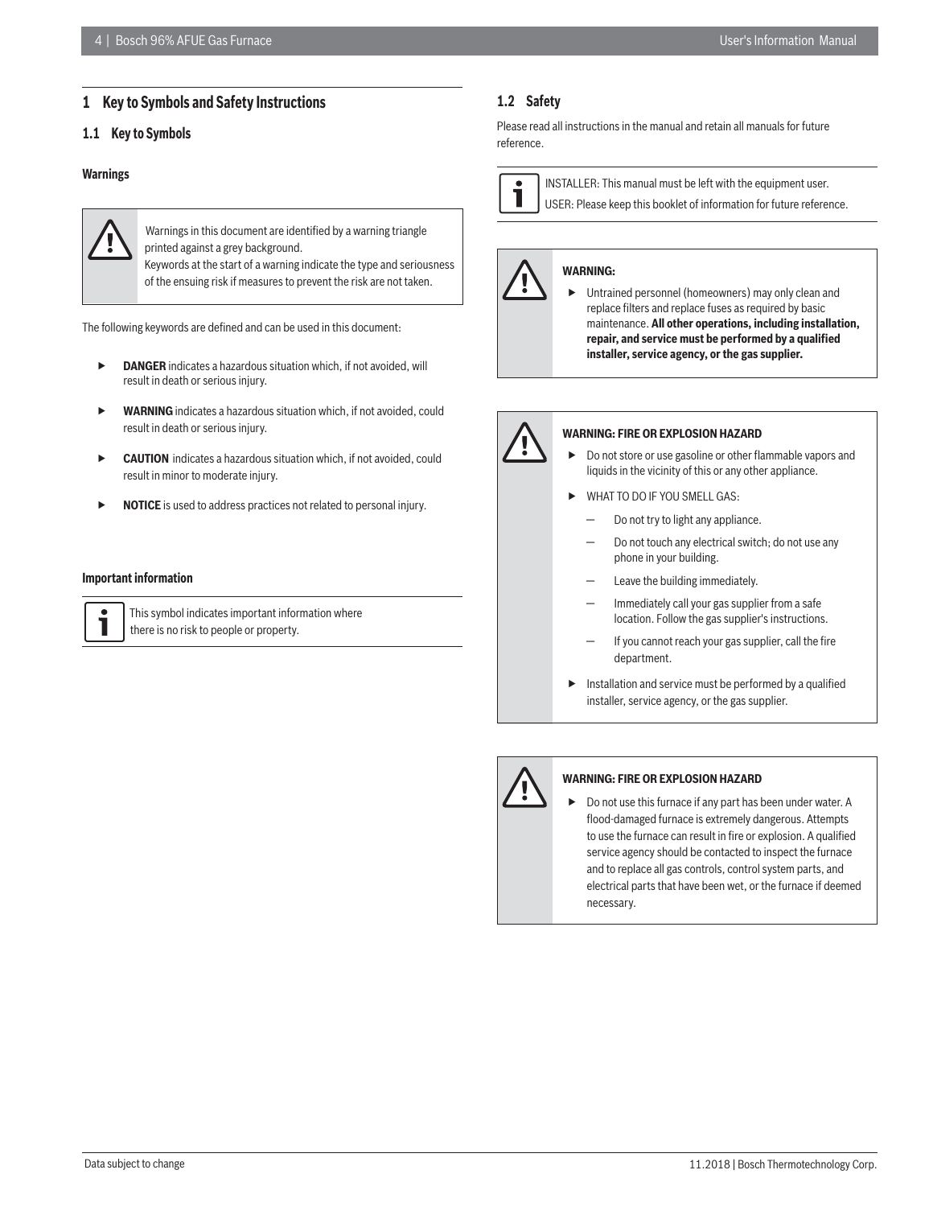# 1 Key to Symbols and Safety Instructions

## 1.1 Key to Symbols

### Warnings

Warnings in this document are identified by a warning triangle printed against a grey background.
Keywords at the start of a warning indicate the type and seriousness of the ensuing risk if measures to prevent the risk are not taken.

The following keywords are defined and can be used in this document:

- **DANGER** indicates a hazardous situation which, if not avoided, will result in death or serious injury.
- **WARNING** indicates a hazardous situation which, if not avoided, could result in death or serious injury.
- **CAUTION** indicates a hazardous situation which, if not avoided, could result in minor to moderate injury.
- **NOTICE** is used to address practices not related to personal injury.

### Important information

This symbol indicates important information where there is no risk to people or property.

## 1.2 Safety

Please read all instructions in the manual and retain all manuals for future reference.

INSTALLER: This manual must be left with the equipment user.
USER: Please keep this booklet of information for future reference.

**WARNING:**

- Untrained personnel (homeowners) may only clean and replace filters and replace fuses as required by basic maintenance. **All other operations, including installation, repair, and service must be performed by a qualified installer, service agency, or the gas supplier.**

**WARNING: FIRE OR EXPLOSION HAZARD**

- Do not store or use gasoline or other flammable vapors and liquids in the vicinity of this or any other appliance.
- WHAT TO DO IF YOU SMELL GAS:
  - Do not try to light any appliance.
  - Do not touch any electrical switch; do not use any phone in your building.
  - Leave the building immediately.
  - Immediately call your gas supplier from a safe location. Follow the gas supplier's instructions.
  - If you cannot reach your gas supplier, call the fire department.
- Installation and service must be performed by a qualified installer, service agency, or the gas supplier.

**WARNING: FIRE OR EXPLOSION HAZARD**

- Do not use this furnace if any part has been under water. A flood-damaged furnace is extremely dangerous. Attempts to use the furnace can result in fire or explosion. A qualified service agency should be contacted to inspect the furnace and to replace all gas controls, control system parts, and electrical parts that have been wet, or the furnace if deemed necessary.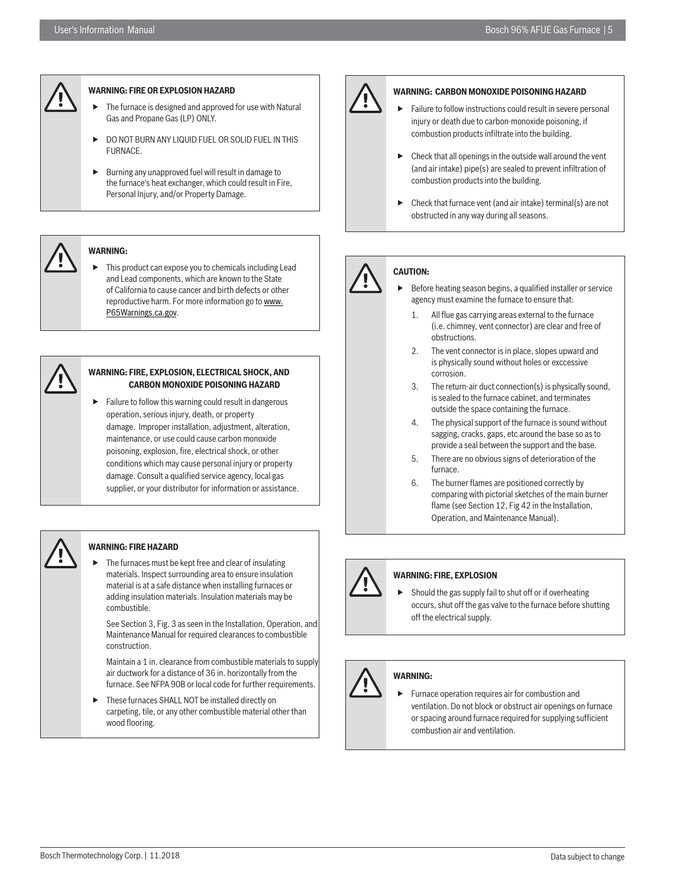**WARNING: FIRE OR EXPLOSION HAZARD**

- The furnace is designed and approved for use with Natural Gas and Propane Gas (LP) ONLY.
- DO NOT BURN ANY LIQUID FUEL OR SOLID FUEL IN THIS FURNACE.
- Burning any unapproved fuel will result in damage to the furnace's heat exchanger, which could result in Fire, Personal Injury, and/or Property Damage.

**WARNING:**

- This product can expose you to chemicals including Lead and Lead components, which are known to the State of California to cause cancer and birth defects or other reproductive harm. For more information go to www.P65Warnings.ca.gov.

**WARNING: FIRE, EXPLOSION, ELECTRICAL SHOCK, AND CARBON MONOXIDE POISONING HAZARD**

- Failure to follow this warning could result in dangerous operation, serious injury, death, or property damage. Improper installation, adjustment, alteration, maintenance, or use could cause carbon monoxide poisoning, explosion, fire, electrical shock, or other conditions which may cause personal injury or property damage. Consult a qualified service agency, local gas supplier, or your distributor for information or assistance.

**WARNING: FIRE HAZARD**

- The furnaces must be kept free and clear of insulating materials. Inspect surrounding area to ensure insulation material is at a safe distance when installing furnaces or adding insulation materials. Insulation materials may be combustible.

  See Section 3, Fig. 3 as seen in the Installation, Operation, and Maintenance Manual for required clearances to combustible construction.

  Maintain a 1 in. clearance from combustible materials to supply air ductwork for a distance of 36 in. horizontally from the furnace. See NFPA 90B or local code for further requirements.
- These furnaces SHALL NOT be installed directly on carpeting, tile, or any other combustible material other than wood flooring.

**WARNING: CARBON MONOXIDE POISONING HAZARD**

- Failure to follow instructions could result in severe personal injury or death due to carbon-monoxide poisoning, if combustion products infiltrate into the building.
- Check that all openings in the outside wall around the vent (and air intake) pipe(s) are sealed to prevent infiltration of combustion products into the building.
- Check that furnace vent (and air intake) terminal(s) are not obstructed in any way during all seasons.

**CAUTION:**

- Before heating season begins, a qualified installer or service agency must examine the furnace to ensure that:
  1. All flue gas carrying areas external to the furnace (i.e. chimney, vent connector) are clear and free of obstructions.
  2. The vent connector is in place, slopes upward and is physically sound without holes or exccessive corrosion.
  3. The return-air duct connection(s) is physically sound, is sealed to the furnace cabinet, and terminates outside the space containing the furnace.
  4. The physical support of the furnace is sound without sagging, cracks, gaps, etc around the base so as to provide a seal between the support and the base.
  5. There are no obvious signs of deterioration of the furnace.
  6. The burner flames are positioned correctly by comparing with pictorial sketches of the main burner flame (see Section 12, Fig 42 in the Installation, Operation, and Maintenance Manual).

**WARNING: FIRE, EXPLOSION**

- Should the gas supply fail to shut off or if overheating occurs, shut off the gas valve to the furnace before shutting off the electrical supply.

**WARNING:**

- Furnace operation requires air for combustion and ventilation. Do not block or obstruct air openings on furnace or spacing around furnace required for supplying sufficient combustion air and ventilation.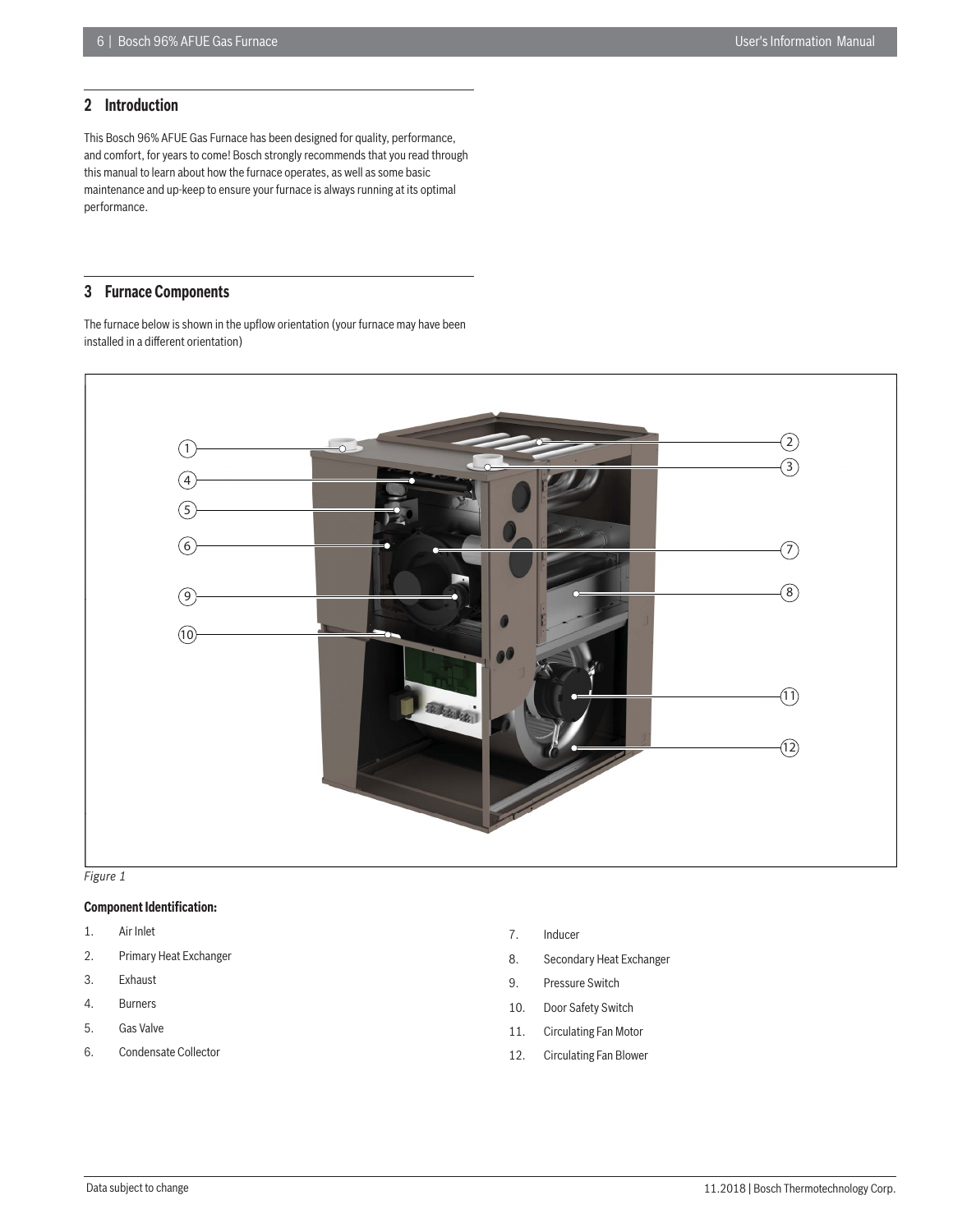## 2 Introduction

This Bosch 96% AFUE Gas Furnace has been designed for quality, performance, and comfort, for years to come! Bosch strongly recommends that you read through this manual to learn about how the furnace operates, as well as some basic maintenance and up-keep to ensure your furnace is always running at its optimal performance.

## 3 Furnace Components

The furnace below is shown in the upflow orientation (your furnace may have been installed in a different orientation)

*Figure 1*

**Component Identification:**

1. Air Inlet
2. Primary Heat Exchanger
3. Exhaust
4. Burners
5. Gas Valve
6. Condensate Collector
7. Inducer
8. Secondary Heat Exchanger
9. Pressure Switch
10. Door Safety Switch
11. Circulating Fan Motor
12. Circulating Fan Blower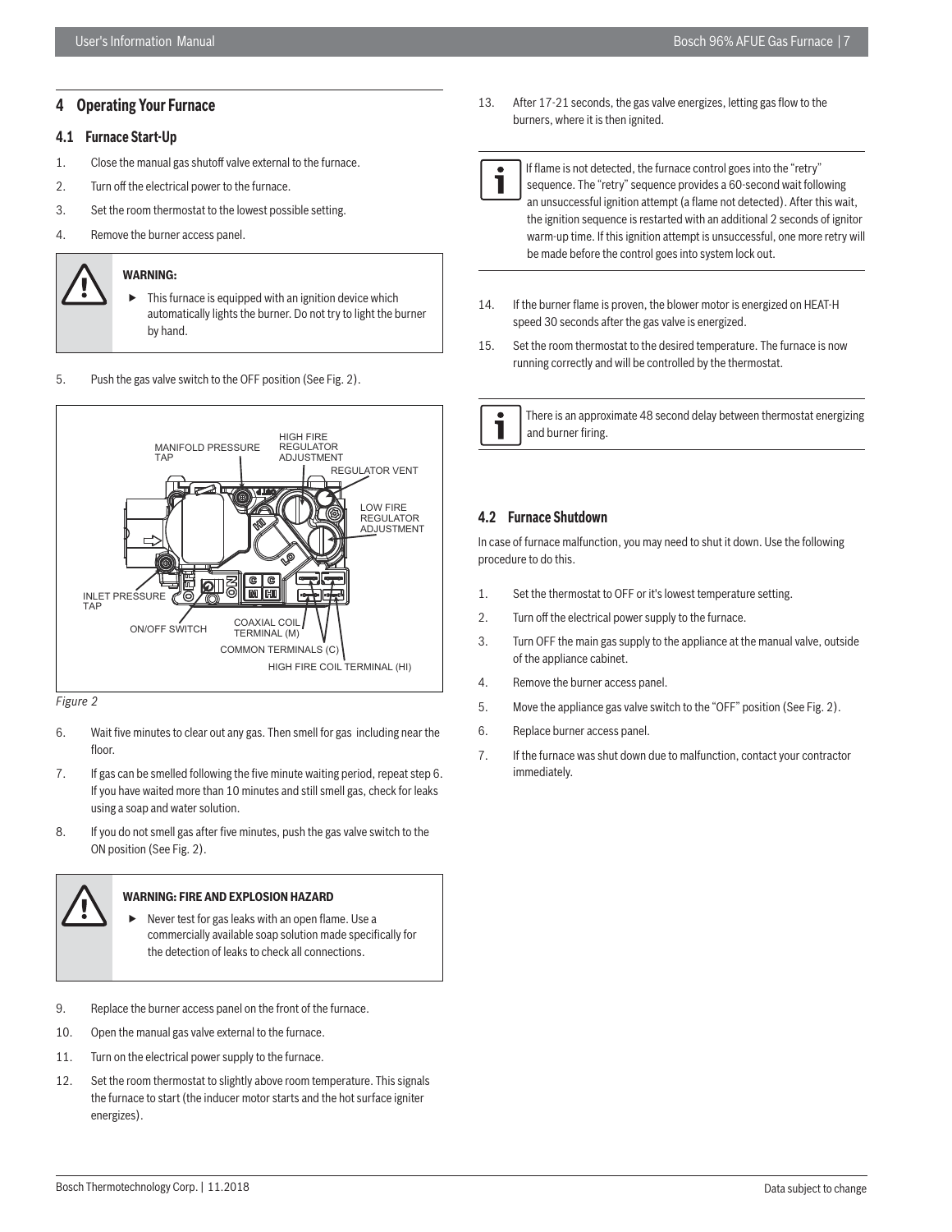# 4 Operating Your Furnace

## 4.1 Furnace Start-Up

1. Close the manual gas shutoff valve external to the furnace.
2. Turn off the electrical power to the furnace.
3. Set the room thermostat to the lowest possible setting.
4. Remove the burner access panel.

**WARNING:**

- This furnace is equipped with an ignition device which automatically lights the burner. Do not try to light the burner by hand.

5. Push the gas valve switch to the OFF position (See Fig. 2).

MANIFOLD PRESSURE TAP
HIGH FIRE REGULATOR ADJUSTMENT
REGULATOR VENT
LOW FIRE REGULATOR ADJUSTMENT
INLET PRESSURE TAP
ON/OFF SWITCH
COAXIAL COIL TERMINAL (M)
COMMON TERMINALS (C)
HIGH FIRE COIL TERMINAL (HI)

*Figure 2*

6. Wait five minutes to clear out any gas. Then smell for gas including near the floor.
7. If gas can be smelled following the five minute waiting period, repeat step 6. If you have waited more than 10 minutes and still smell gas, check for leaks using a soap and water solution.
8. If you do not smell gas after five minutes, push the gas valve switch to the ON position (See Fig. 2).

**WARNING: FIRE AND EXPLOSION HAZARD**

- Never test for gas leaks with an open flame. Use a commercially available soap solution made specifically for the detection of leaks to check all connections.

9. Replace the burner access panel on the front of the furnace.
10. Open the manual gas valve external to the furnace.
11. Turn on the electrical power supply to the furnace.
12. Set the room thermostat to slightly above room temperature. This signals the furnace to start (the inducer motor starts and the hot surface igniter energizes).
13. After 17-21 seconds, the gas valve energizes, letting gas flow to the burners, where it is then ignited.

If flame is not detected, the furnace control goes into the "retry" sequence. The "retry" sequence provides a 60-second wait following an unsuccessful ignition attempt (a flame not detected). After this wait, the ignition sequence is restarted with an additional 2 seconds of ignitor warm-up time. If this ignition attempt is unsuccessful, one more retry will be made before the control goes into system lock out.

14. If the burner flame is proven, the blower motor is energized on HEAT-H speed 30 seconds after the gas valve is energized.
15. Set the room thermostat to the desired temperature. The furnace is now running correctly and will be controlled by the thermostat.

There is an approximate 48 second delay between thermostat energizing and burner firing.

## 4.2 Furnace Shutdown

In case of furnace malfunction, you may need to shut it down. Use the following procedure to do this.

1. Set the thermostat to OFF or it's lowest temperature setting.
2. Turn off the electrical power supply to the furnace.
3. Turn OFF the main gas supply to the appliance at the manual valve, outside of the appliance cabinet.
4. Remove the burner access panel.
5. Move the appliance gas valve switch to the "OFF" position (See Fig. 2).
6. Replace burner access panel.
7. If the furnace was shut down due to malfunction, contact your contractor immediately.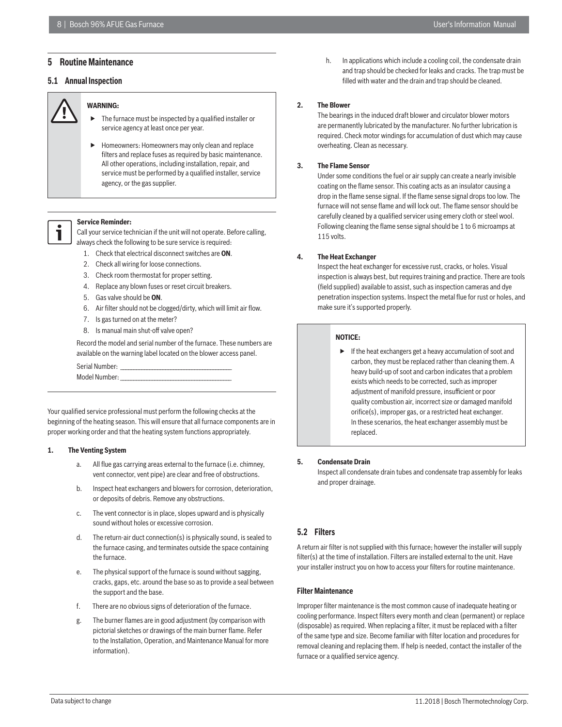## 5 Routine Maintenance

### 5.1 Annual Inspection

**WARNING:**

- The furnace must be inspected by a qualified installer or service agency at least once per year.
- Homeowners: Homeowners may only clean and replace filters and replace fuses as required by basic maintenance. All other operations, including installation, repair, and service must be performed by a qualified installer, service agency, or the gas supplier.

**Service Reminder:**

Call your service technician if the unit will not operate. Before calling, always check the following to be sure service is required:

1. Check that electrical disconnect switches are **ON**.
2. Check all wiring for loose connections.
3. Check room thermostat for proper setting.
4. Replace any blown fuses or reset circuit breakers.
5. Gas valve should be **ON**.
6. Air filter should not be clogged/dirty, which will limit air flow.
7. Is gas turned on at the meter?
8. Is manual main shut-off valve open?

Record the model and serial number of the furnace. These numbers are available on the warning label located on the blower access panel.

Serial Number: ___________________________________

Model Number: ___________________________________

Your qualified service professional must perform the following checks at the beginning of the heating season. This will ensure that all furnace components are in proper working order and that the heating system functions appropriately.

**1. The Venting System**

a. All flue gas carrying areas external to the furnace (i.e. chimney, vent connector, vent pipe) are clear and free of obstructions.

b. Inspect heat exchangers and blowers for corrosion, deterioration, or deposits of debris. Remove any obstructions.

c. The vent connector is in place, slopes upward and is physically sound without holes or excessive corrosion.

d. The return-air duct connection(s) is physically sound, is sealed to the furnace casing, and terminates outside the space containing the furnace.

e. The physical support of the furnace is sound without sagging, cracks, gaps, etc. around the base so as to provide a seal between the support and the base.

f. There are no obvious signs of deterioration of the furnace.

g. The burner flames are in good adjustment (by comparison with pictorial sketches or drawings of the main burner flame. Refer to the Installation, Operation, and Maintenance Manual for more information).

h. In applications which include a cooling coil, the condensate drain and trap should be checked for leaks and cracks. The trap must be filled with water and the drain and trap should be cleaned.

**2. The Blower**

The bearings in the induced draft blower and circulator blower motors are permanently lubricated by the manufacturer. No further lubrication is required. Check motor windings for accumulation of dust which may cause overheating. Clean as necessary.

**3. The Flame Sensor**

Under some conditions the fuel or air supply can create a nearly invisible coating on the flame sensor. This coating acts as an insulator causing a drop in the flame sense signal. If the flame sense signal drops too low. The furnace will not sense flame and will lock out. The flame sensor should be carefully cleaned by a qualified servicer using emery cloth or steel wool. Following cleaning the flame sense signal should be 1 to 6 microamps at 115 volts.

**4. The Heat Exchanger**

Inspect the heat exchanger for excessive rust, cracks, or holes. Visual inspection is always best, but requires training and practice. There are tools (field supplied) available to assist, such as inspection cameras and dye penetration inspection systems. Inspect the metal flue for rust or holes, and make sure it's supported properly.

**NOTICE:**

- If the heat exchangers get a heavy accumulation of soot and carbon, they must be replaced rather than cleaning them. A heavy build-up of soot and carbon indicates that a problem exists which needs to be corrected, such as improper adjustment of manifold pressure, insufficient or poor quality combustion air, incorrect size or damaged manifold orifice(s), improper gas, or a restricted heat exchanger. In these scenarios, the heat exchanger assembly must be replaced.

**5. Condensate Drain**

Inspect all condensate drain tubes and condensate trap assembly for leaks and proper drainage.

### 5.2 Filters

A return air filter is not supplied with this furnace; however the installer will supply filter(s) at the time of installation. Filters are installed external to the unit. Have your installer instruct you on how to access your filters for routine maintenance.

**Filter Maintenance**

Improper filter maintenance is the most common cause of inadequate heating or cooling performance. Inspect filters every month and clean (permanent) or replace (disposable) as required. When replacing a filter, it must be replaced with a filter of the same type and size. Become familiar with filter location and procedures for removal cleaning and replacing them. If help is needed, contact the installer of the furnace or a qualified service agency.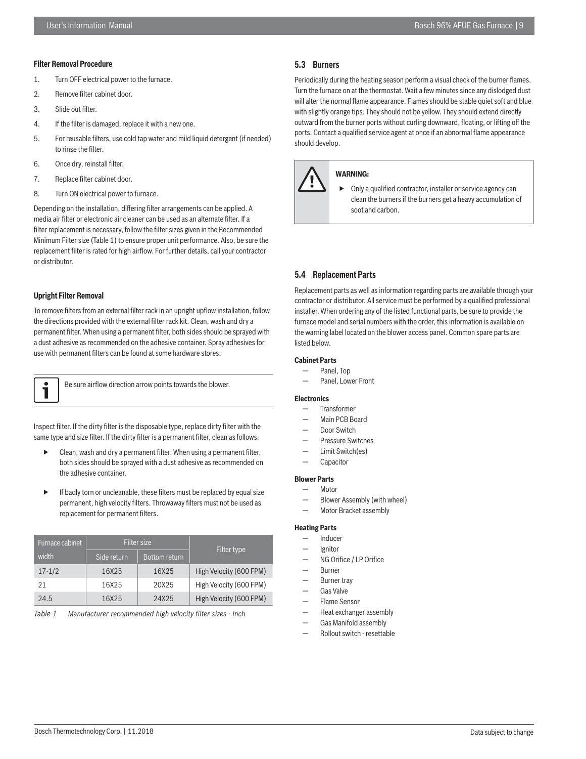#### Filter Removal Procedure

1. Turn OFF electrical power to the furnace.
2. Remove filter cabinet door.
3. Slide out filter.
4. If the filter is damaged, replace it with a new one.
5. For reusable filters, use cold tap water and mild liquid detergent (if needed) to rinse the filter.
6. Once dry, reinstall filter.
7. Replace filter cabinet door.
8. Turn ON electrical power to furnace.

Depending on the installation, differing filter arrangements can be applied. A media air filter or electronic air cleaner can be used as an alternate filter. If a filter replacement is necessary, follow the filter sizes given in the Recommended Minimum Filter size (Table 1) to ensure proper unit performance. Also, be sure the replacement filter is rated for high airflow. For further details, call your contractor or distributor.

#### Upright Filter Removal

To remove filters from an external filter rack in an upright upflow installation, follow the directions provided with the external filter rack kit. Clean, wash and dry a permanent filter. When using a permanent filter, both sides should be sprayed with a dust adhesive as recommended on the adhesive container. Spray adhesives for use with permanent filters can be found at some hardware stores.

> Be sure airflow direction arrow points towards the blower.

Inspect filter. If the dirty filter is the disposable type, replace dirty filter with the same type and size filter. If the dirty filter is a permanent filter, clean as follows:

- Clean, wash and dry a permanent filter. When using a permanent filter, both sides should be sprayed with a dust adhesive as recommended on the adhesive container.
- If badly torn or uncleanable, these filters must be replaced by equal size permanent, high velocity filters. Throwaway filters must not be used as replacement for permanent filters.

| Furnace cabinet width | Filter size | | Filter type |
|---|---|---|---|
| | Side return | Bottom return | |
| 17-1/2 | 16X25 | 16X25 | High Velocity (600 FPM) |
| 21 | 16X25 | 20X25 | High Velocity (600 FPM) |
| 24.5 | 16X25 | 24X25 | High Velocity (600 FPM) |

*Table 1 Manufacturer recommended high velocity filter sizes - Inch*

### 5.3 Burners

Periodically during the heating season perform a visual check of the burner flames. Turn the furnace on at the thermostat. Wait a few minutes since any dislodged dust will alter the normal flame appearance. Flames should be stable quiet soft and blue with slightly orange tips. They should not be yellow. They should extend directly outward from the burner ports without curling downward, floating, or lifting off the ports. Contact a qualified service agent at once if an abnormal flame appearance should develop.

> **WARNING:**
>
> - Only a qualified contractor, installer or service agency can clean the burners if the burners get a heavy accumulation of soot and carbon.

### 5.4 Replacement Parts

Replacement parts as well as information regarding parts are available through your contractor or distributor. All service must be performed by a qualified professional installer. When ordering any of the listed functional parts, be sure to provide the furnace model and serial numbers with the order, this information is available on the warning label located on the blower access panel. Common spare parts are listed below.

**Cabinet Parts**

- Panel, Top
- Panel, Lower Front

**Electronics**

- Transformer
- Main PCB Board
- Door Switch
- Pressure Switches
- Limit Switch(es)
- Capacitor

**Blower Parts**

- Motor
- Blower Assembly (with wheel)
- Motor Bracket assembly

**Heating Parts**

- Inducer
- Ignitor
- NG Orifice / LP Orifice
- Burner
- Burner tray
- Gas Valve
- Flame Sensor
- Heat exchanger assembly
- Gas Manifold assembly
- Rollout switch - resettable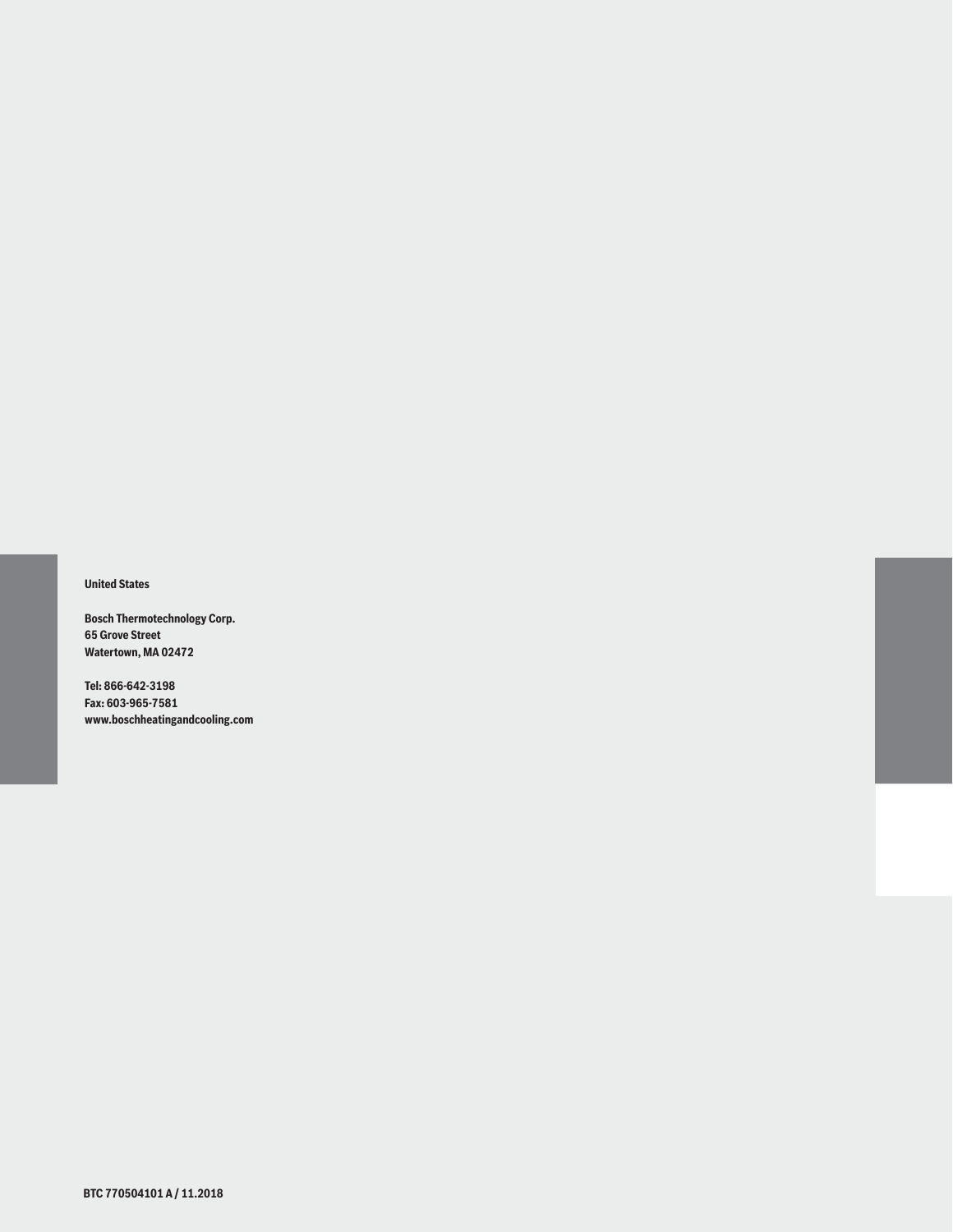**United States**

**Bosch Thermotechnology Corp.**
**65 Grove Street**
**Watertown, MA 02472**

**Tel: 866-642-3198**
**Fax: 603-965-7581**
**www.boschheatingandcooling.com**

**BTC 770504101 A / 11.2018**